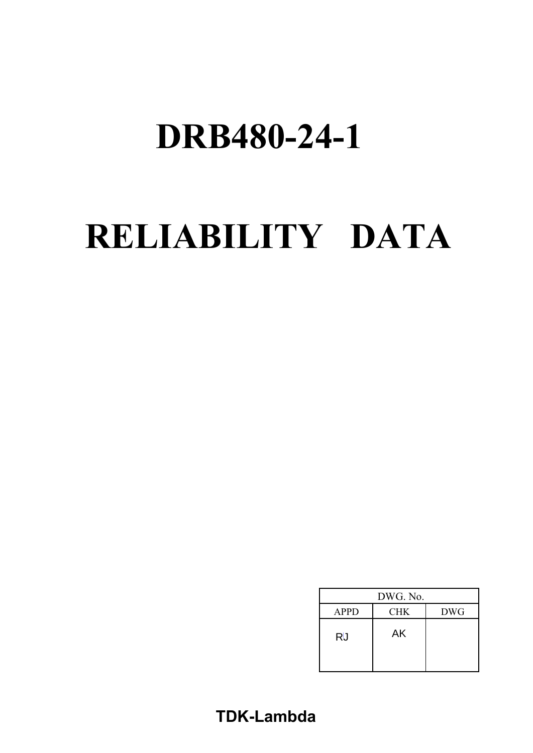# DRB480-24-1

# RELIABILITY DATA

| DWG. No. | | |
|---|---|---|
| APPD | CHK | DWG |
| RJ | AK | |

**TDK-Lambda**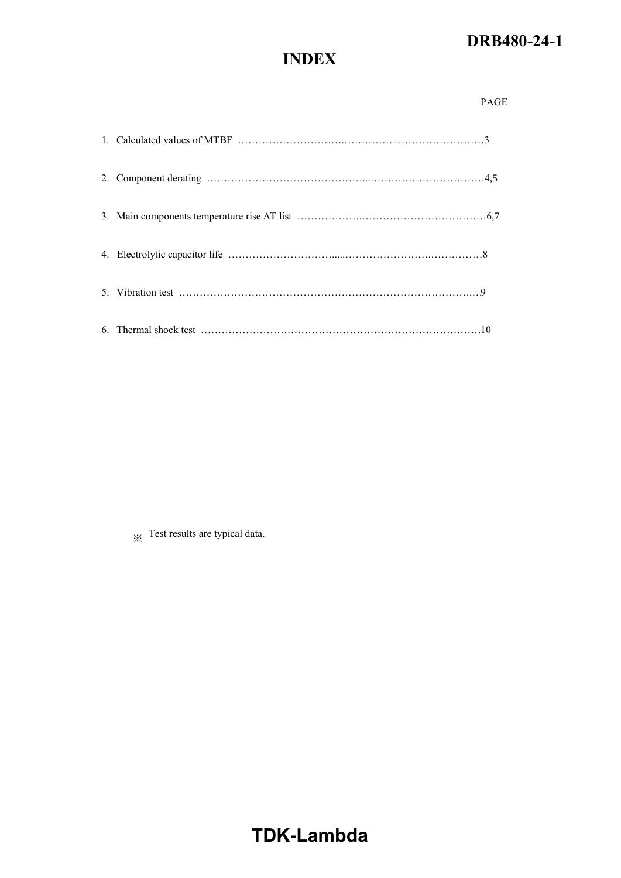# INDEX

PAGE

1. Calculated values of MTBF ……………………………………………………………………3
2. Component derating ……………………………………………………………………4,5
3. Main components temperature rise ΔT list ……………………………………………6,7
4. Electrolytic capacitor life ……………………………………………………………8
5. Vibration test ……………………………………………………………………………9
6. Thermal shock test ……………………………………………………………………10

※ Test results are typical data.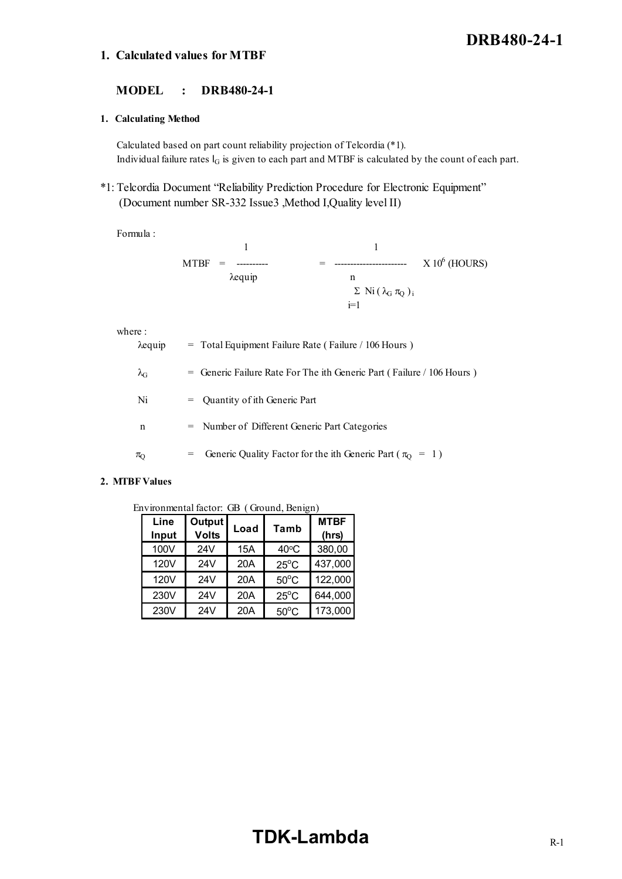# 1. Calculated values for MTBF

## MODEL : DRB480-24-1

### 1. Calculating Method

Calculated based on part count reliability projection of Telcordia (*1).
Individual failure rates $l_G$ is given to each part and MTBF is calculated by the count of each part.

*1: Telcordia Document "Reliability Prediction Procedure for Electronic Equipment" (Document number SR-332 Issue3 ,Method I,Quality level II)

Formula :

$$MTBF = \frac{1}{\lambda equip} = \frac{1}{\sum_{i=1}^{n} N_i (\lambda_G \pi_Q)_i} \times 10^6 \text{ (HOURS)}$$

where :

- $\lambda equip$ = Total Equipment Failure Rate ( Failure / 106 Hours )
- $\lambda_G$ = Generic Failure Rate For The ith Generic Part ( Failure / 106 Hours )
- Ni = Quantity of ith Generic Part
- n = Number of Different Generic Part Categories
- $\pi_Q$ = Generic Quality Factor for the ith Generic Part ( $\pi_Q$ = 1 )

### 2. MTBF Values

Environmental factor: GB ( Ground, Benign)

| Line Input | Output Volts | Load | Tamb | MTBF (hrs) |
|---|---|---|---|---|
| 100V | 24V | 15A | 40°C | 380,00 |
| 120V | 24V | 20A | 25°C | 437,000 |
| 120V | 24V | 20A | 50°C | 122,000 |
| 230V | 24V | 20A | 25°C | 644,000 |
| 230V | 24V | 20A | 50°C | 173,000 |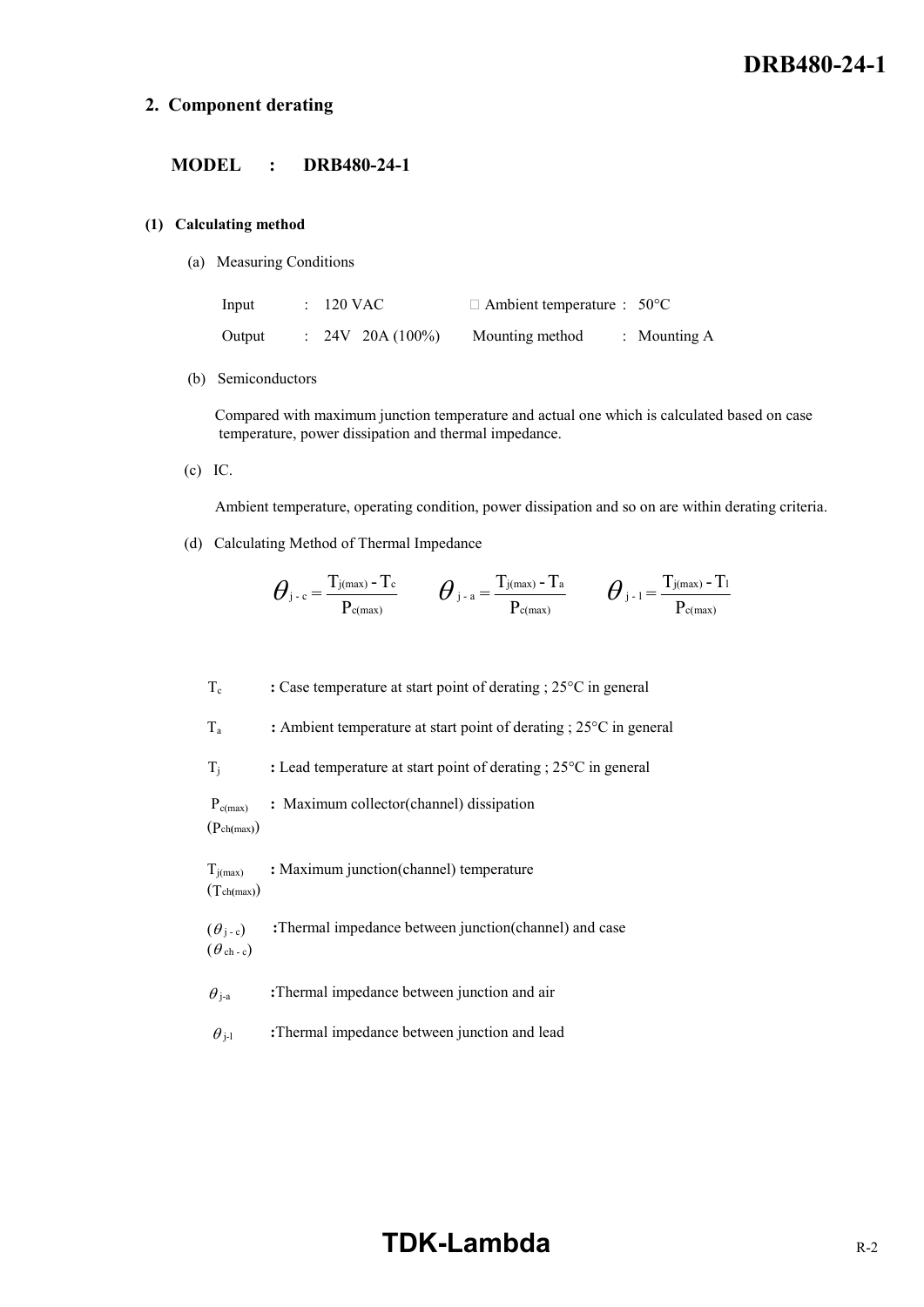## 2. Component derating

### MODEL : DRB480-24-1

#### (1) Calculating method

(a) Measuring Conditions

| Input | : 120 VAC | Ambient temperature | : 50°C |
|---|---|---|---|
| Output | : 24V 20A (100%) | Mounting method | : Mounting A |

(b) Semiconductors

Compared with maximum junction temperature and actual one which is calculated based on case temperature, power dissipation and thermal impedance.

(c) IC.

Ambient temperature, operating condition, power dissipation and so on are within derating criteria.

(d) Calculating Method of Thermal Impedance

$$\theta_{j-c} = \frac{T_{j(max)} - T_c}{P_{c(max)}} \qquad \theta_{j-a} = \frac{T_{j(max)} - T_a}{P_{c(max)}} \qquad \theta_{j-l} = \frac{T_{j(max)} - T_l}{P_{c(max)}}$$

$T_c$ : Case temperature at start point of derating ; 25°C in general

$T_a$ : Ambient temperature at start point of derating ; 25°C in general

$T_j$ : Lead temperature at start point of derating ; 25°C in general

$P_{c(max)}$ ($P_{ch(max)}$) : Maximum collector(channel) dissipation

$T_{j(max)}$ ($T_{ch(max)}$) : Maximum junction(channel) temperature

($\theta_{j-c}$) ($\theta_{ch-c}$) : Thermal impedance between junction(channel) and case

$\theta_{j-a}$ : Thermal impedance between junction and air

$\theta_{j-l}$ : Thermal impedance between junction and lead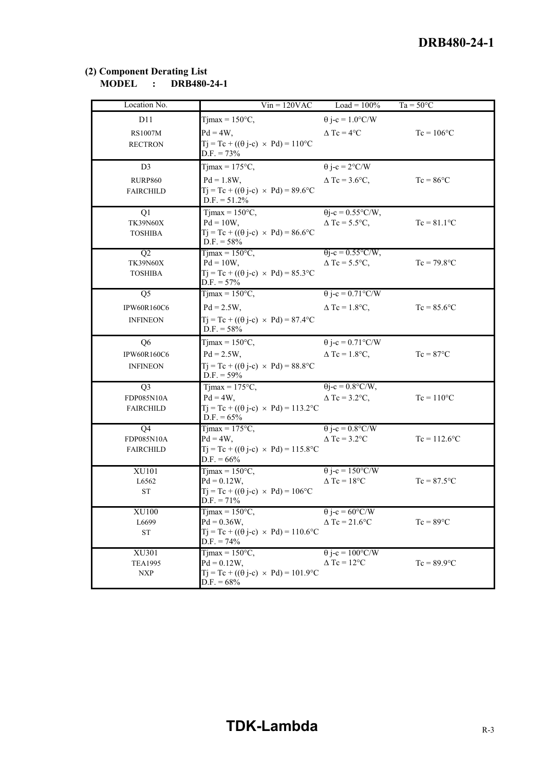### (2) Component Derating List

**MODEL : DRB480-24-1**

| Location No. | Vin = 120VAC | Load = 100% | Ta = 50°C |
|---|---|---|---|
| D11<br>RS1007M<br>RECTRON | Tjmax = 150°C,<br>Pd = 4W,<br>Tj = Tc + ((θ j-c) × Pd) = 110°C<br>D.F. = 73% | θ j-c = 1.0°C/W<br>Δ Tc = 4°C | Tc = 106°C |
| D3<br>RURP860<br>FAIRCHILD | Tjmax = 175°C,<br>Pd = 1.8W,<br>Tj = Tc + ((θ j-c) × Pd) = 89.6°C<br>D.F. = 51.2% | θ j-c = 2°C/W<br>Δ Tc = 3.6°C, | Tc = 86°C |
| Q1<br>TK39N60X<br>TOSHIBA | Tjmax = 150°C,<br>Pd = 10W,<br>Tj = Tc + ((θ j-c) × Pd) = 86.6°C<br>D.F. = 58% | θj-c = 0.55°C/W,<br>Δ Tc = 5.5°C, | Tc = 81.1°C |
| Q2<br>TK39N60X<br>TOSHIBA | Tjmax = 150°C,<br>Pd = 10W,<br>Tj = Tc + ((θ j-c) × Pd) = 85.3°C<br>D.F. = 57% | θj-c = 0.55°C/W,<br>Δ Tc = 5.5°C, | Tc = 79.8°C |
| Q5<br>IPW60R160C6<br>INFINEON | Tjmax = 150°C,<br>Pd = 2.5W,<br>Tj = Tc + ((θ j-c) × Pd) = 87.4°C<br>D.F. = 58% | θ j-c = 0.71°C/W<br>Δ Tc = 1.8°C, | Tc = 85.6°C |
| Q6<br>IPW60R160C6<br>INFINEON | Tjmax = 150°C,<br>Pd = 2.5W,<br>Tj = Tc + ((θ j-c) × Pd) = 88.8°C<br>D.F. = 59% | θ j-c = 0.71°C/W<br>Δ Tc = 1.8°C, | Tc = 87°C |
| Q3<br>FDP085N10A<br>FAIRCHILD | Tjmax = 175°C,<br>Pd = 4W,<br>Tj = Tc + ((θ j-c) × Pd) = 113.2°C<br>D.F. = 65% | θj-c = 0.8°C/W,<br>Δ Tc = 3.2°C, | Tc = 110°C |
| Q4<br>FDP085N10A<br>FAIRCHILD | Tjmax = 175°C,<br>Pd = 4W,<br>Tj = Tc + ((θ j-c) × Pd) = 115.8°C<br>D.F. = 66% | θ j-c = 0.8°C/W<br>Δ Tc = 3.2°C | Tc = 112.6°C |
| XU101<br>L6562<br>ST | Tjmax = 150°C,<br>Pd = 0.12W,<br>Tj = Tc + ((θ j-c) × Pd) = 106°C<br>D.F. = 71% | θ j-c = 150°C/W<br>Δ Tc = 18°C | Tc = 87.5°C |
| XU100<br>L6699<br>ST | Tjmax = 150°C,<br>Pd = 0.36W,<br>Tj = Tc + ((θ j-c) × Pd) = 110.6°C<br>D.F. = 74% | θ j-c = 60°C/W<br>Δ Tc = 21.6°C | Tc = 89°C |
| XU301<br>TEA1995<br>NXP | Tjmax = 150°C,<br>Pd = 0.12W,<br>Tj = Tc + ((θ j-c) × Pd) = 101.9°C<br>D.F. = 68% | θ j-c = 100°C/W<br>Δ Tc = 12°C | Tc = 89.9°C |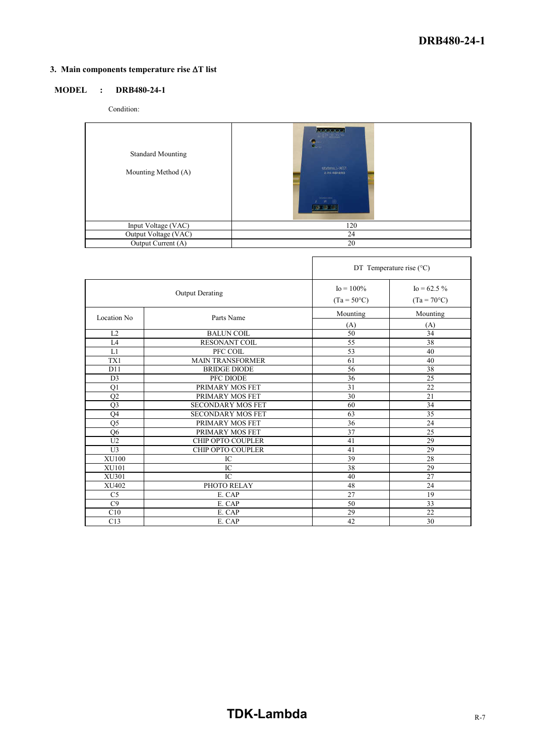## 3. Main components temperature rise ΔT list

**MODEL : DRB480-24-1**

Condition:

| Standard Mounting<br>Mounting Method (A) | |
|---|---|
| Input Voltage (VAC) | 120 |
| Output Voltage (VAC) | 24 |
| Output Current (A) | 20 |

| | | DT Temperature rise (°C) | |
|---|---|---|---|
| Output Derating | | Io = 100%<br>(Ta = 50°C) | Io = 62.5 %<br>(Ta = 70°C) |
| Location No | Parts Name | Mounting<br>(A) | Mounting<br>(A) |
| L2 | BALUN COIL | 50 | 34 |
| L4 | RESONANT COIL | 55 | 38 |
| L1 | PFC COIL | 53 | 40 |
| TX1 | MAIN TRANSFORMER | 61 | 40 |
| D11 | BRIDGE DIODE | 56 | 38 |
| D3 | PFC DIODE | 36 | 25 |
| Q1 | PRIMARY MOS FET | 31 | 22 |
| Q2 | PRIMARY MOS FET | 30 | 21 |
| Q3 | SECONDARY MOS FET | 60 | 34 |
| Q4 | SECONDARY MOS FET | 63 | 35 |
| Q5 | PRIMARY MOS FET | 36 | 24 |
| Q6 | PRIMARY MOS FET | 37 | 25 |
| U2 | CHIP OPTO COUPLER | 41 | 29 |
| U3 | CHIP OPTO COUPLER | 41 | 29 |
| XU100 | IC | 39 | 28 |
| XU101 | IC | 38 | 29 |
| XU301 | IC | 40 | 27 |
| XU402 | PHOTO RELAY | 48 | 24 |
| C5 | E. CAP | 27 | 19 |
| C9 | E. CAP | 50 | 33 |
| C10 | E. CAP | 29 | 22 |
| C13 | E. CAP | 42 | 30 |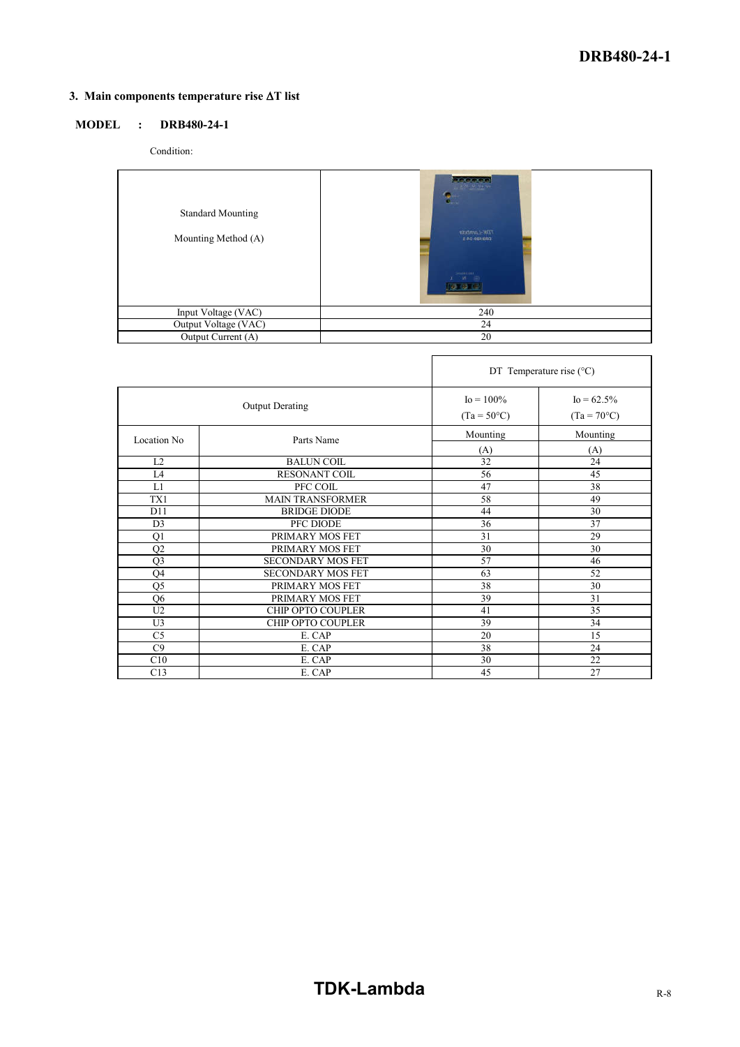## 3. Main components temperature rise ΔT list

**MODEL : DRB480-24-1**

Condition:

| Standard Mounting<br>Mounting Method (A) | |
|---|---|
| Input Voltage (VAC) | 240 |
| Output Voltage (VAC) | 24 |
| Output Current (A) | 20 |

| | | DT Temperature rise (°C) | |
|---|---|---|---|
| Output Derating | | Io = 100%<br>(Ta = 50°C) | Io = 62.5%<br>(Ta = 70°C) |
| Location No | Parts Name | Mounting<br>(A) | Mounting<br>(A) |
| L2 | BALUN COIL | 32 | 24 |
| L4 | RESONANT COIL | 56 | 45 |
| L1 | PFC COIL | 47 | 38 |
| TX1 | MAIN TRANSFORMER | 58 | 49 |
| D11 | BRIDGE DIODE | 44 | 30 |
| D3 | PFC DIODE | 36 | 37 |
| Q1 | PRIMARY MOS FET | 31 | 29 |
| Q2 | PRIMARY MOS FET | 30 | 30 |
| Q3 | SECONDARY MOS FET | 57 | 46 |
| Q4 | SECONDARY MOS FET | 63 | 52 |
| Q5 | PRIMARY MOS FET | 38 | 30 |
| Q6 | PRIMARY MOS FET | 39 | 31 |
| U2 | CHIP OPTO COUPLER | 41 | 35 |
| U3 | CHIP OPTO COUPLER | 39 | 34 |
| C5 | E. CAP | 20 | 15 |
| C9 | E. CAP | 38 | 24 |
| C10 | E. CAP | 30 | 22 |
| C13 | E. CAP | 45 | 27 |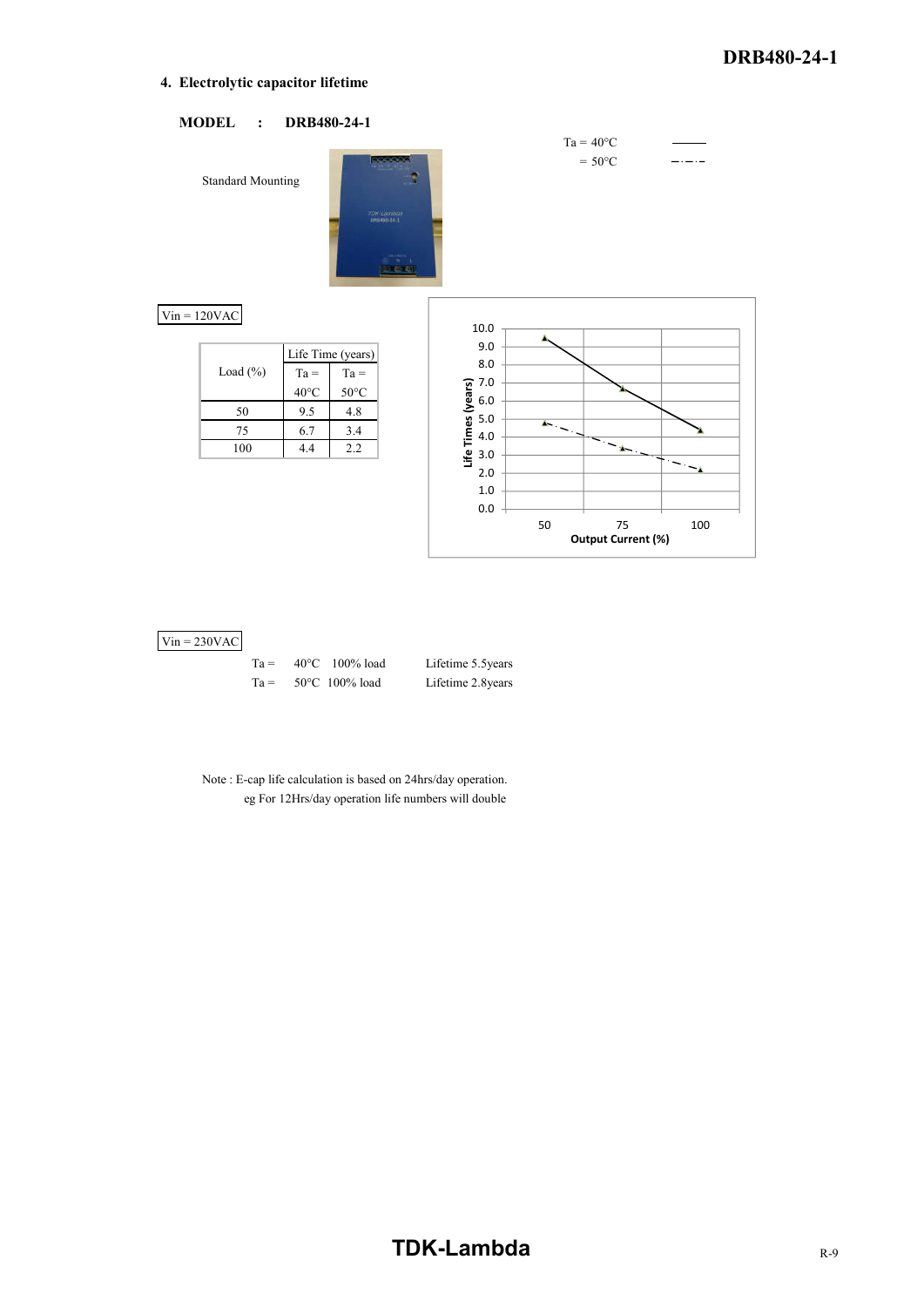## 4. Electrolytic capacitor lifetime

**MODEL : DRB480-24-1**

Standard Mounting

Ta = 40°C ———
= 50°C —·—·—

Vin = 120VAC

| Load (%) | Life Time (years) | |
|---|---|---|
| | Ta = 40°C | Ta = 50°C |
| 50 | 9.5 | 4.8 |
| 75 | 6.7 | 3.4 |
| 100 | 4.4 | 2.2 |

Vin = 230VAC

Ta = 40°C 100% load Lifetime 5.5years
Ta = 50°C 100% load Lifetime 2.8years

Note : E-cap life calculation is based on 24hrs/day operation.
eg For 12Hrs/day operation life numbers will double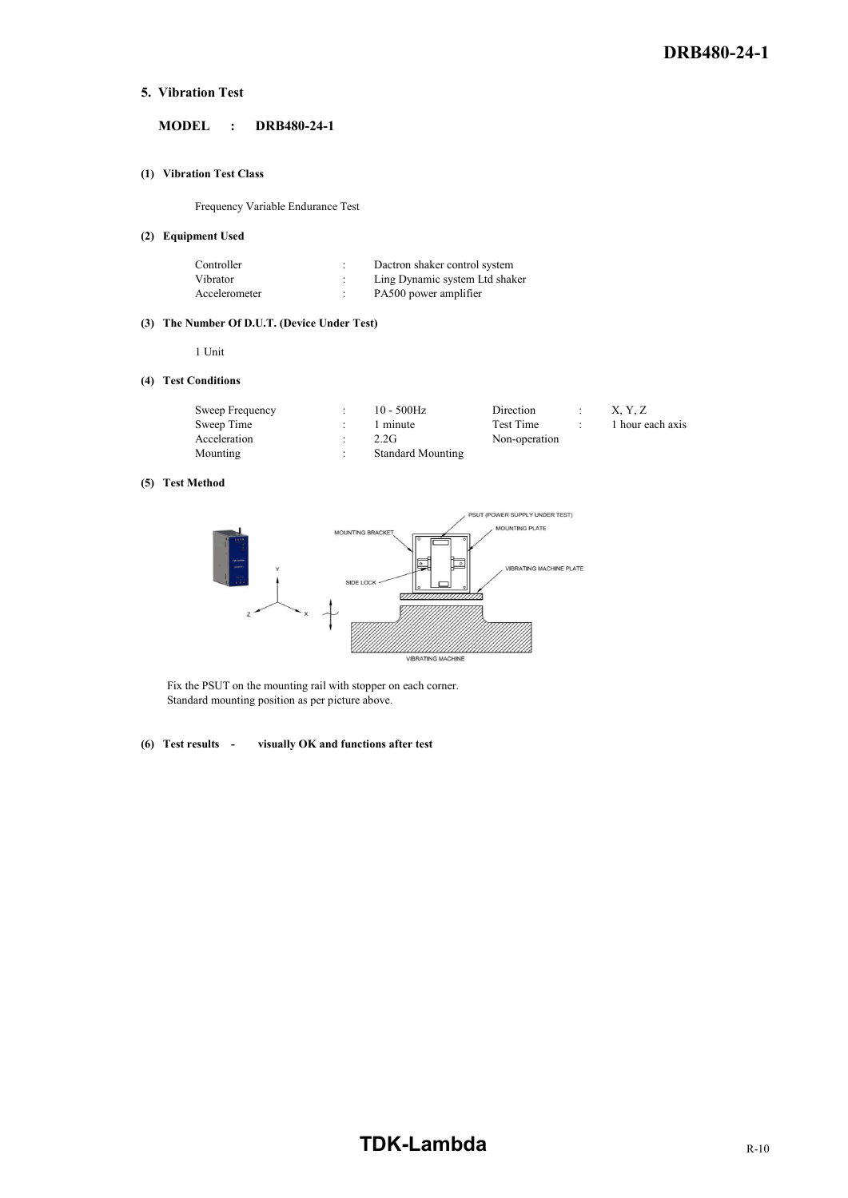## 5. Vibration Test

**MODEL : DRB480-24-1**

### (1) Vibration Test Class

Frequency Variable Endurance Test

### (2) Equipment Used

| | | |
|---|---|---|
| Controller | : | Dactron shaker control system |
| Vibrator | : | Ling Dynamic system Ltd shaker |
| Accelerometer | : | PA500 power amplifier |

### (3) The Number Of D.U.T. (Device Under Test)

1 Unit

### (4) Test Conditions

| | | | | | |
|---|---|---|---|---|---|
| Sweep Frequency | : | 10 - 500Hz | Direction | : | X, Y, Z |
| Sweep Time | : | 1 minute | Test Time | : | 1 hour each axis |
| Acceleration | : | 2.2G | Non-operation | | |
| Mounting | : | Standard Mounting | | | |

### (5) Test Method

Fix the PSUT on the mounting rail with stopper on each corner.
Standard mounting position as per picture above.

### (6) Test results - visually OK and functions after test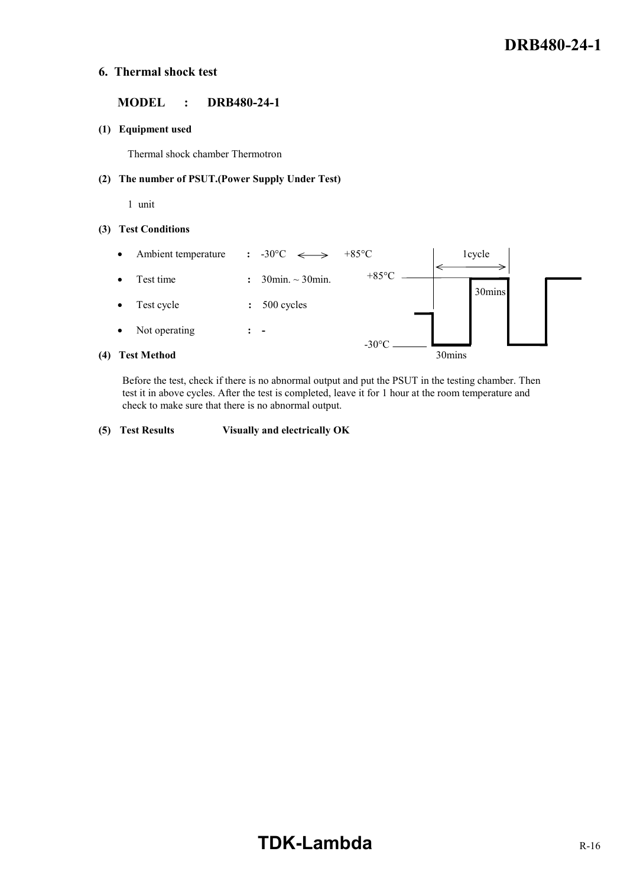## 6. Thermal shock test

**MODEL : DRB480-24-1**

**(1) Equipment used**

Thermal shock chamber Thermotron

**(2) The number of PSUT.(Power Supply Under Test)**

1 unit

**(3) Test Conditions**

- Ambient temperature : -30°C ⟷ +85°C
- Test time : 30min. ~ 30min.
- Test cycle : 500 cycles
- Not operating : -

1cycle
+85°C
30mins
-30°C
30mins

**(4) Test Method**

Before the test, check if there is no abnormal output and put the PSUT in the testing chamber. Then test it in above cycles. After the test is completed, leave it for 1 hour at the room temperature and check to make sure that there is no abnormal output.

**(5) Test Results Visually and electrically OK**